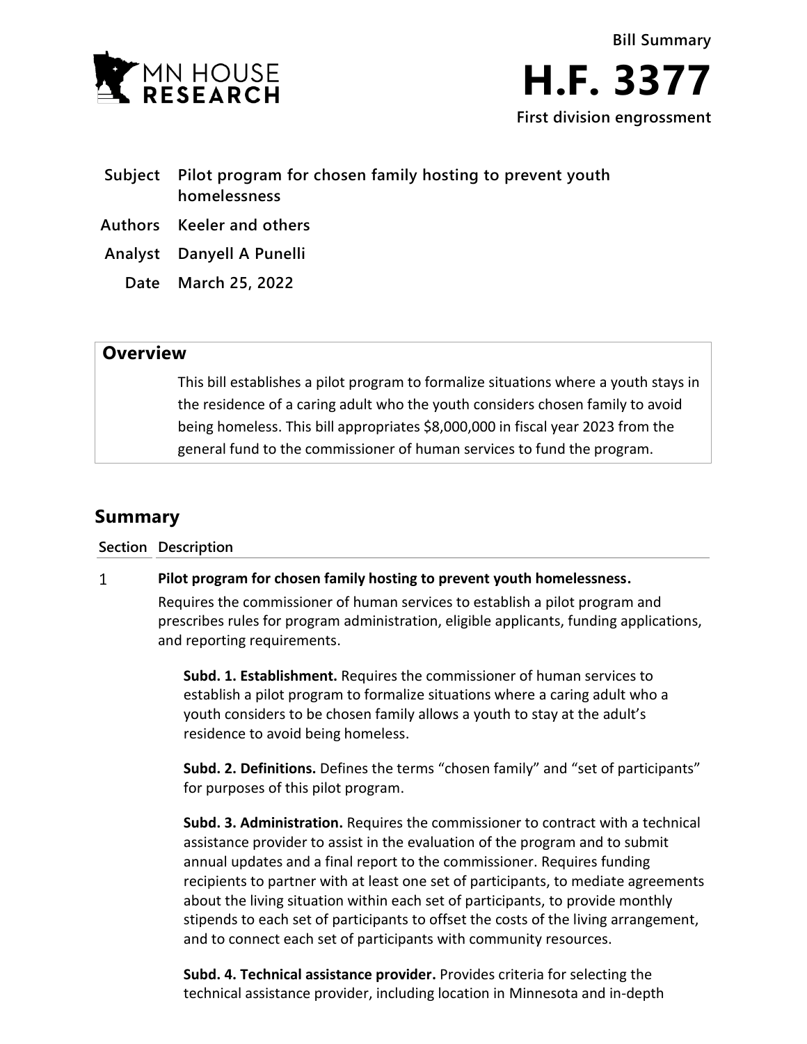MN HOUSE RESEARCH

**Bill Summary**

# H.F. 3377

**First division engrossment**

| | |
|---|---|
| **Subject** | **Pilot program for chosen family hosting to prevent youth homelessness** |
| **Authors** | **Keeler and others** |
| **Analyst** | **Danyell A Punelli** |
| **Date** | **March 25, 2022** |

## Overview

This bill establishes a pilot program to formalize situations where a youth stays in the residence of a caring adult who the youth considers chosen family to avoid being homeless. This bill appropriates $8,000,000 in fiscal year 2023 from the general fund to the commissioner of human services to fund the program.

## Summary

**Section Description**

1 **Pilot program for chosen family hosting to prevent youth homelessness.**

Requires the commissioner of human services to establish a pilot program and prescribes rules for program administration, eligible applicants, funding applications, and reporting requirements.

**Subd. 1. Establishment.** Requires the commissioner of human services to establish a pilot program to formalize situations where a caring adult who a youth considers to be chosen family allows a youth to stay at the adult's residence to avoid being homeless.

**Subd. 2. Definitions.** Defines the terms "chosen family" and "set of participants" for purposes of this pilot program.

**Subd. 3. Administration.** Requires the commissioner to contract with a technical assistance provider to assist in the evaluation of the program and to submit annual updates and a final report to the commissioner. Requires funding recipients to partner with at least one set of participants, to mediate agreements about the living situation within each set of participants, to provide monthly stipends to each set of participants to offset the costs of the living arrangement, and to connect each set of participants with community resources.

**Subd. 4. Technical assistance provider.** Provides criteria for selecting the technical assistance provider, including location in Minnesota and in-depth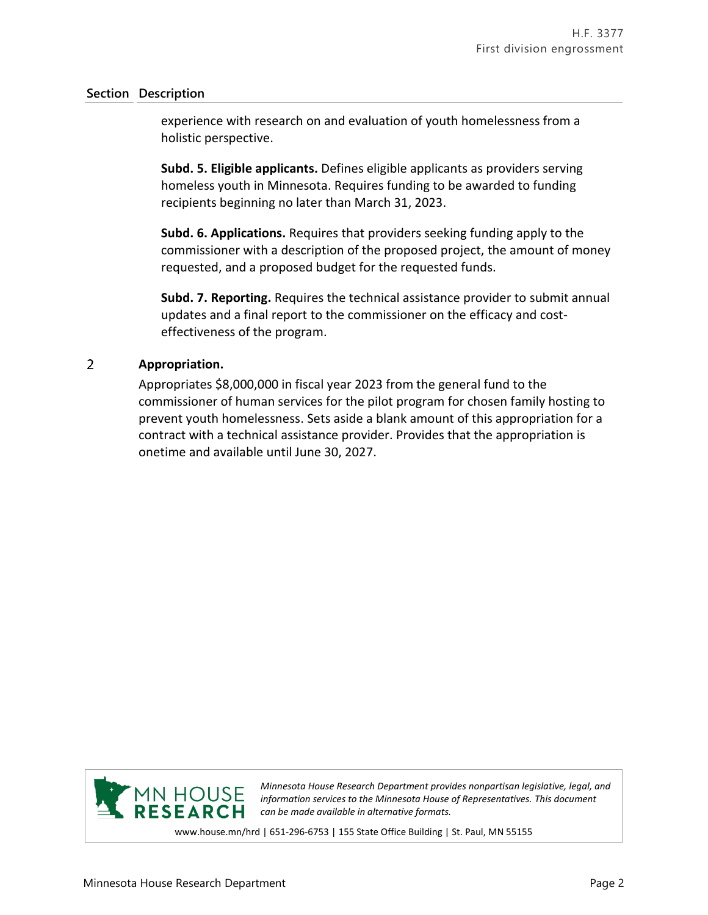| Section | Description |
|---|---|
| | experience with research on and evaluation of youth homelessness from a holistic perspective.<br><br>**Subd. 5. Eligible applicants.** Defines eligible applicants as providers serving homeless youth in Minnesota. Requires funding to be awarded to funding recipients beginning no later than March 31, 2023.<br><br>**Subd. 6. Applications.** Requires that providers seeking funding apply to the commissioner with a description of the proposed project, the amount of money requested, and a proposed budget for the requested funds.<br><br>**Subd. 7. Reporting.** Requires the technical assistance provider to submit annual updates and a final report to the commissioner on the efficacy and cost-effectiveness of the program. |
| 2 | **Appropriation.**<br><br>Appropriates $8,000,000 in fiscal year 2023 from the general fund to the commissioner of human services for the pilot program for chosen family hosting to prevent youth homelessness. Sets aside a blank amount of this appropriation for a contract with a technical assistance provider. Provides that the appropriation is onetime and available until June 30, 2027. |

MN HOUSE RESEARCH

*Minnesota House Research Department provides nonpartisan legislative, legal, and information services to the Minnesota House of Representatives. This document can be made available in alternative formats.*

www.house.mn/hrd | 651-296-6753 | 155 State Office Building | St. Paul, MN 55155